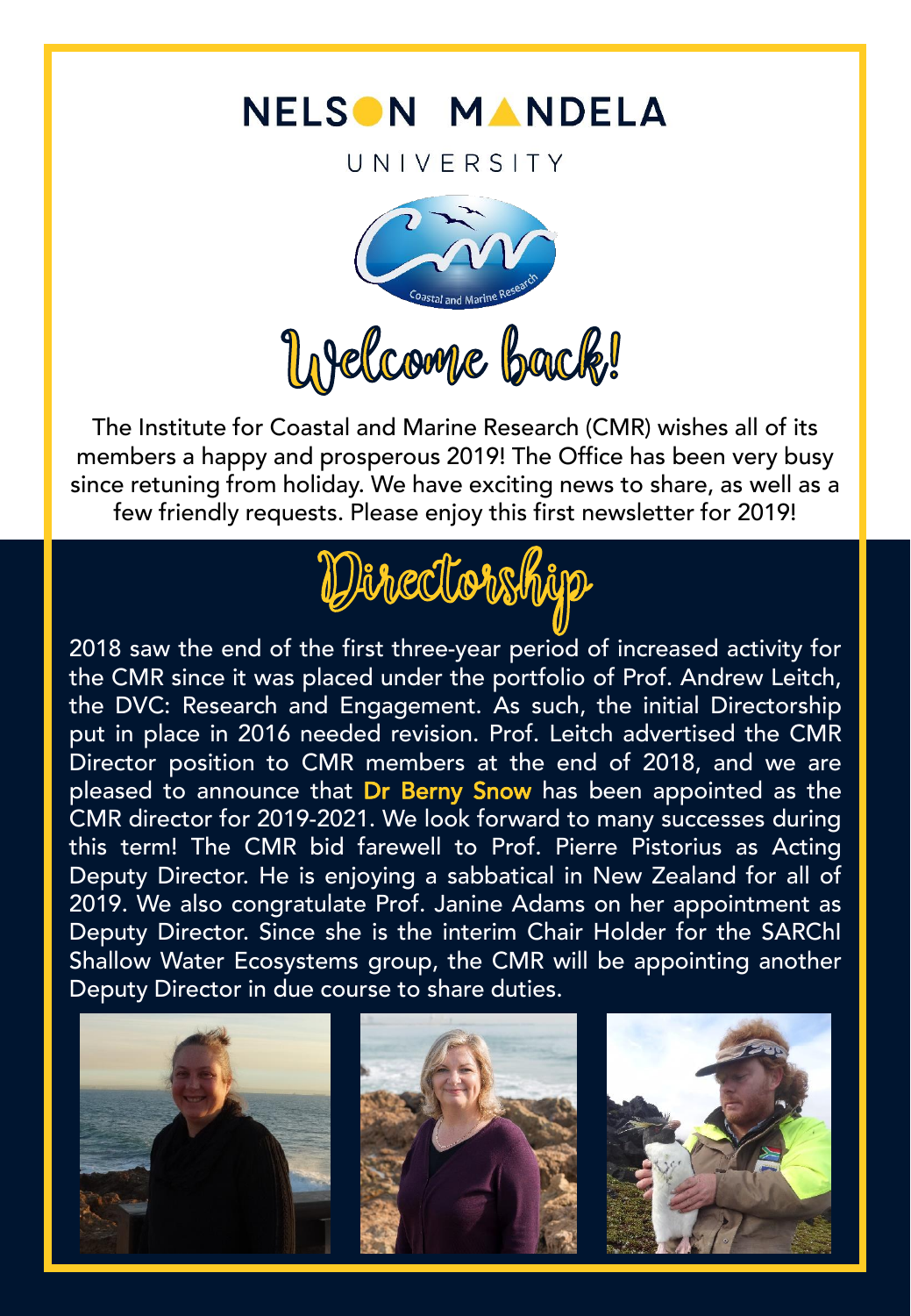# NELSON MANDELA UNIVERSITY

Coastal and Marine Research

# Welcome back!

The Institute for Coastal and Marine Research (CMR) wishes all of its members a happy and prosperous 2019! The Office has been very busy since retuning from holiday. We have exciting news to share, as well as a few friendly requests. Please enjoy this first newsletter for 2019!

## Directorship

2018 saw the end of the first three-year period of increased activity for the CMR since it was placed under the portfolio of Prof. Andrew Leitch, the DVC: Research and Engagement. As such, the initial Directorship put in place in 2016 needed revision. Prof. Leitch advertised the CMR Director position to CMR members at the end of 2018, and we are pleased to announce that **Dr Berny Snow** has been appointed as the CMR director for 2019-2021. We look forward to many successes during this term! The CMR bid farewell to Prof. Pierre Pistorius as Acting Deputy Director. He is enjoying a sabbatical in New Zealand for all of 2019. We also congratulate Prof. Janine Adams on her appointment as Deputy Director. Since she is the interim Chair Holder for the SARChI Shallow Water Ecosystems group, the CMR will be appointing another Deputy Director in due course to share duties.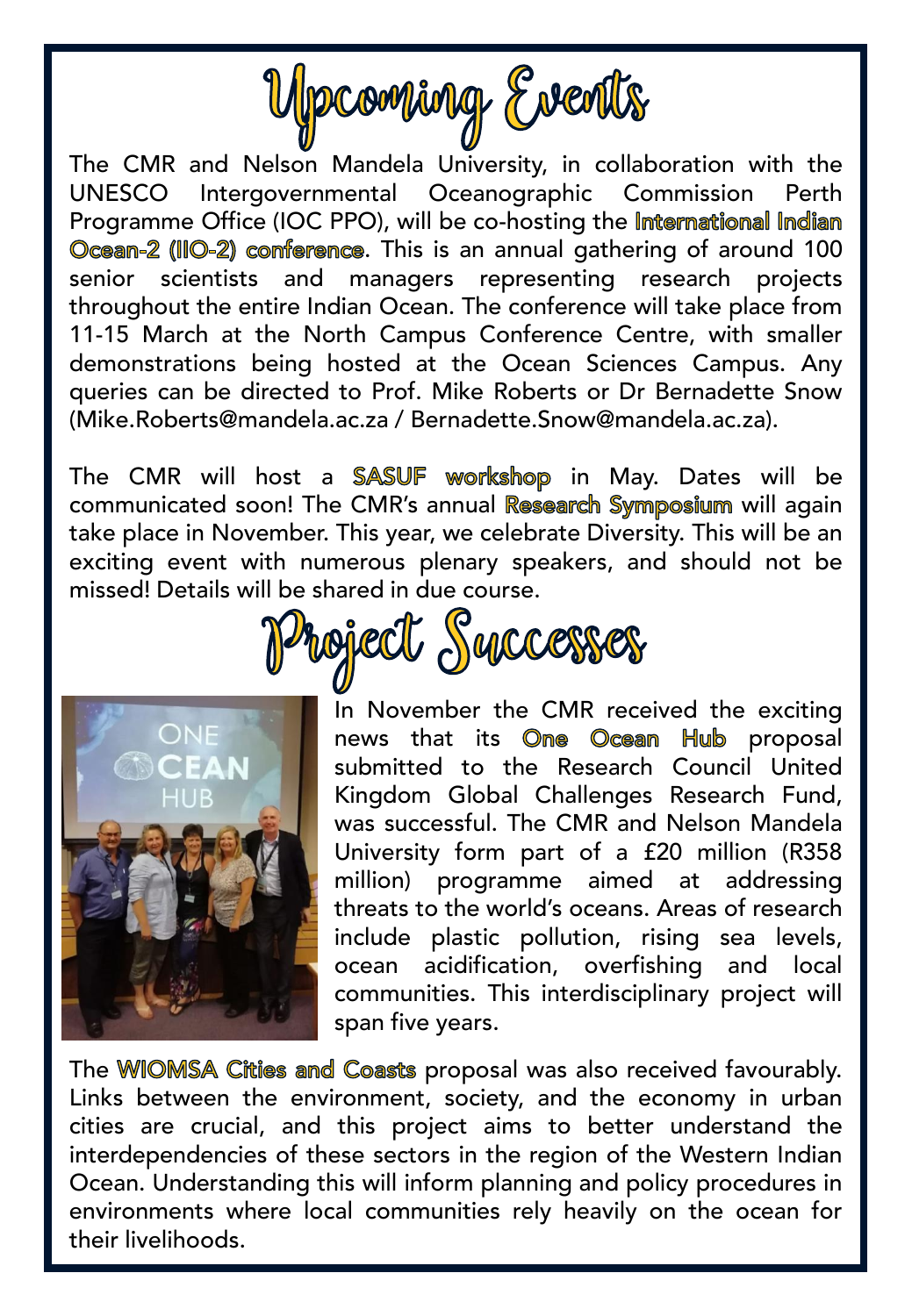# Upcoming Events

The CMR and Nelson Mandela University, in collaboration with the UNESCO Intergovernmental Oceanographic Commission Perth Programme Office (IOC PPO), will be co-hosting the **International Indian Ocean-2 (IIO-2) conference**. This is an annual gathering of around 100 senior scientists and managers representing research projects throughout the entire Indian Ocean. The conference will take place from 11-15 March at the North Campus Conference Centre, with smaller demonstrations being hosted at the Ocean Sciences Campus. Any queries can be directed to Prof. Mike Roberts or Dr Bernadette Snow (Mike.Roberts@mandela.ac.za / Bernadette.Snow@mandela.ac.za).

The CMR will host a **SASUF workshop** in May. Dates will be communicated soon! The CMR's annual **Research Symposium** will again take place in November. This year, we celebrate Diversity. This will be an exciting event with numerous plenary speakers, and should not be missed! Details will be shared in due course.

# Project Successes

In November the CMR received the exciting news that its **One Ocean Hub** proposal submitted to the Research Council United Kingdom Global Challenges Research Fund, was successful. The CMR and Nelson Mandela University form part of a £20 million (R358 million) programme aimed at addressing threats to the world's oceans. Areas of research include plastic pollution, rising sea levels, ocean acidification, overfishing and local communities. This interdisciplinary project will span five years.

The **WIOMSA Cities and Coasts** proposal was also received favourably. Links between the environment, society, and the economy in urban cities are crucial, and this project aims to better understand the interdependencies of these sectors in the region of the Western Indian Ocean. Understanding this will inform planning and policy procedures in environments where local communities rely heavily on the ocean for their livelihoods.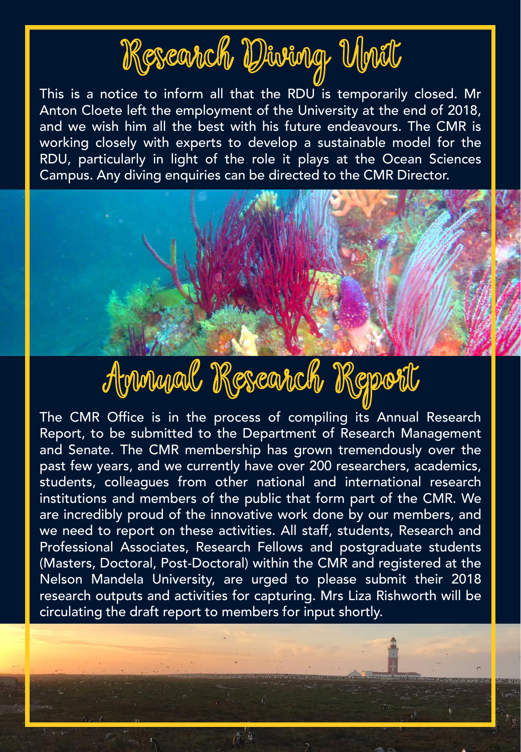# Research Diving Unit

This is a notice to inform all that the RDU is temporarily closed. Mr Anton Cloete left the employment of the University at the end of 2018, and we wish him all the best with his future endeavours. The CMR is working closely with experts to develop a sustainable model for the RDU, particularly in light of the role it plays at the Ocean Sciences Campus. Any diving enquiries can be directed to the CMR Director.

# Annual Research Report

The CMR Office is in the process of compiling its Annual Research Report, to be submitted to the Department of Research Management and Senate. The CMR membership has grown tremendously over the past few years, and we currently have over 200 researchers, academics, students, colleagues from other national and international research institutions and members of the public that form part of the CMR. We are incredibly proud of the innovative work done by our members, and we need to report on these activities. All staff, students, Research and Professional Associates, Research Fellows and postgraduate students (Masters, Doctoral, Post-Doctoral) within the CMR and registered at the Nelson Mandela University, are urged to please submit their 2018 research outputs and activities for capturing. Mrs Liza Rishworth will be circulating the draft report to members for input shortly.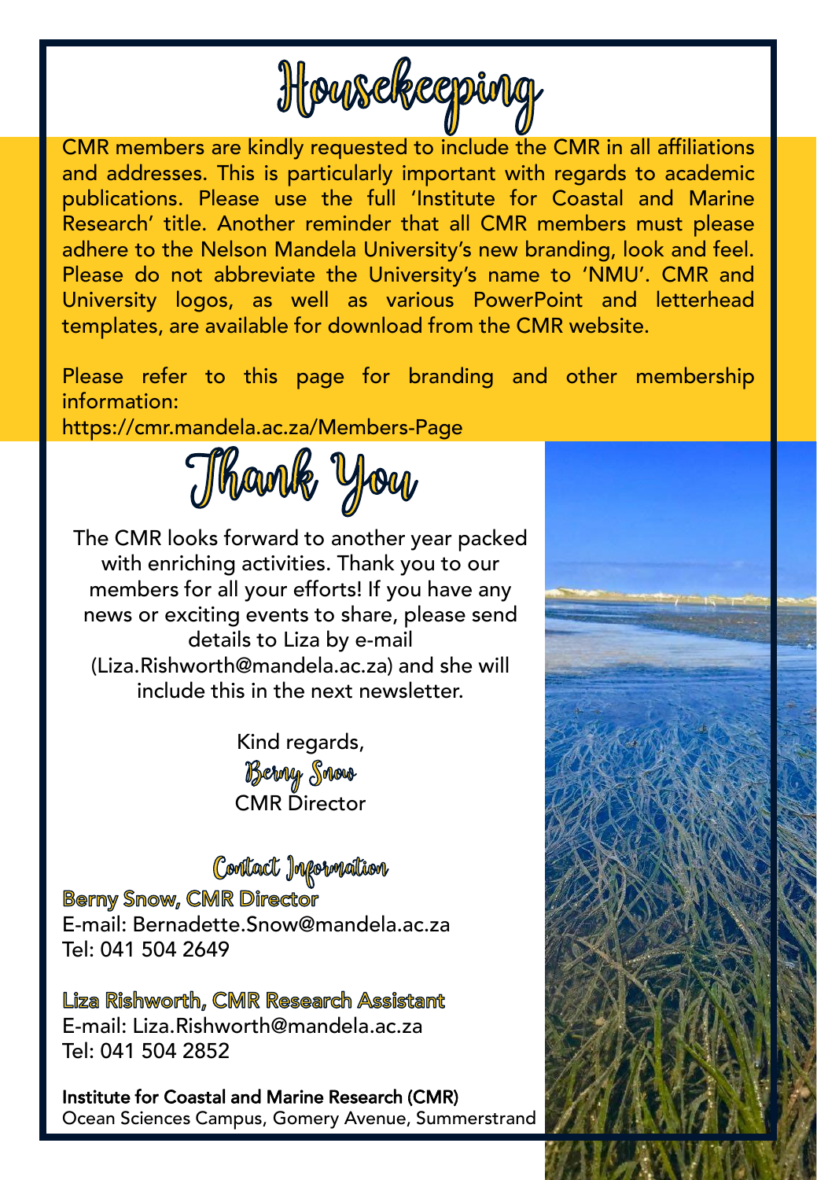# Housekeeping

CMR members are kindly requested to include the CMR in all affiliations and addresses. This is particularly important with regards to academic publications. Please use the full 'Institute for Coastal and Marine Research' title. Another reminder that all CMR members must please adhere to the Nelson Mandela University's new branding, look and feel. Please do not abbreviate the University's name to 'NMU'. CMR and University logos, as well as various PowerPoint and letterhead templates, are available for download from the CMR website.

Please refer to this page for branding and other membership information:
https://cmr.mandela.ac.za/Members-Page

# Thank You

The CMR looks forward to another year packed with enriching activities. Thank you to our members for all your efforts! If you have any news or exciting events to share, please send details to Liza by e-mail (Liza.Rishworth@mandela.ac.za) and she will include this in the next newsletter.

Kind regards,
Berny Snow
CMR Director

## Contact Information

**Berny Snow, CMR Director**
E-mail: Bernadette.Snow@mandela.ac.za
Tel: 041 504 2649

**Liza Rishworth, CMR Research Assistant**
E-mail: Liza.Rishworth@mandela.ac.za
Tel: 041 504 2852

**Institute for Coastal and Marine Research (CMR)**
Ocean Sciences Campus, Gomery Avenue, Summerstrand